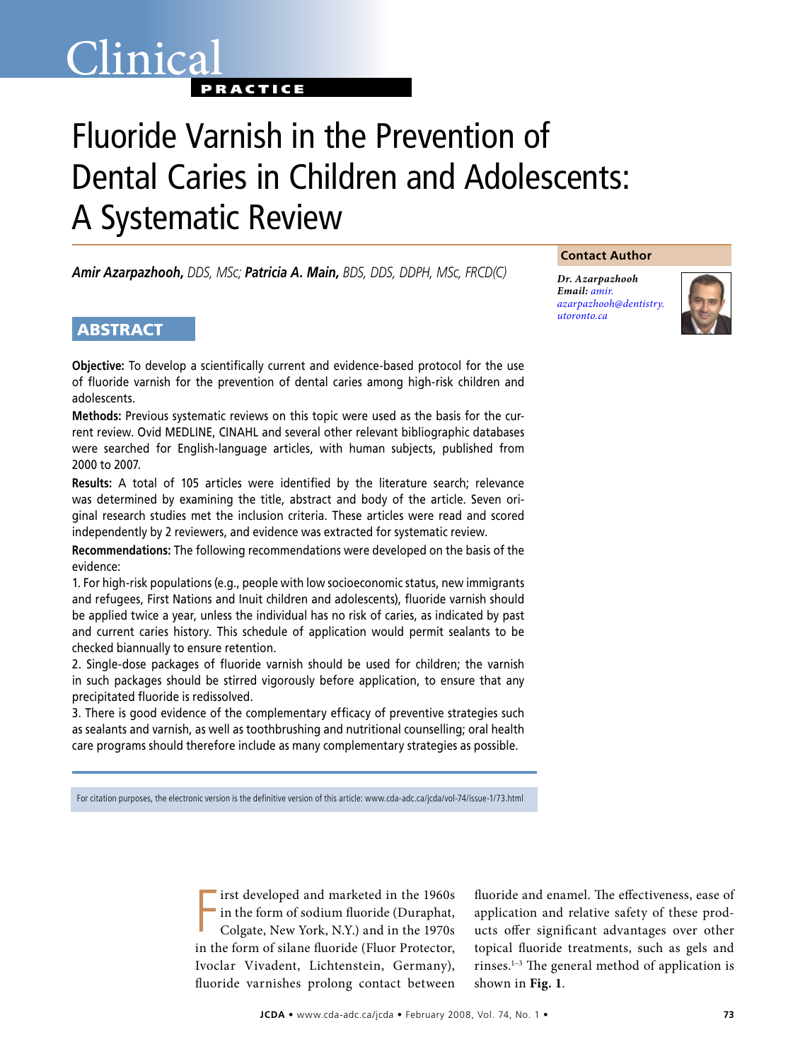Clinical PRACTICE

# Fluoride Varnish in the Prevention of Dental Caries in Children and Adolescents: A Systematic Review

***Amir Azarpazhooh,** DDS, MSc;* ***Patricia A. Main,** BDS, DDS, DDPH, MSc, FRCD(C)*

**Contact Author**

***Dr. Azarpazhooh***
***Email:*** *amir.azarpazhooh@dentistry.utoronto.ca*

## ABSTRACT

**Objective:** To develop a scientifically current and evidence-based protocol for the use of fluoride varnish for the prevention of dental caries among high-risk children and adolescents.

**Methods:** Previous systematic reviews on this topic were used as the basis for the current review. Ovid MEDLINE, CINAHL and several other relevant bibliographic databases were searched for English-language articles, with human subjects, published from 2000 to 2007.

**Results:** A total of 105 articles were identified by the literature search; relevance was determined by examining the title, abstract and body of the article. Seven original research studies met the inclusion criteria. These articles were read and scored independently by 2 reviewers, and evidence was extracted for systematic review.

**Recommendations:** The following recommendations were developed on the basis of the evidence:

1. For high-risk populations (e.g., people with low socioeconomic status, new immigrants and refugees, First Nations and Inuit children and adolescents), fluoride varnish should be applied twice a year, unless the individual has no risk of caries, as indicated by past and current caries history. This schedule of application would permit sealants to be checked biannually to ensure retention.
2. Single-dose packages of fluoride varnish should be used for children; the varnish in such packages should be stirred vigorously before application, to ensure that any precipitated fluoride is redissolved.
3. There is good evidence of the complementary efficacy of preventive strategies such as sealants and varnish, as well as toothbrushing and nutritional counselling; oral health care programs should therefore include as many complementary strategies as possible.

For citation purposes, the electronic version is the definitive version of this article: www.cda-adc.ca/jcda/vol-74/issue-1/73.html

First developed and marketed in the 1960s in the form of sodium fluoride (Duraphat, Colgate, New York, N.Y.) and in the 1970s in the form of silane fluoride (Fluor Protector, Ivoclar Vivadent, Lichtenstein, Germany), fluoride varnishes prolong contact between fluoride and enamel. The effectiveness, ease of application and relative safety of these products offer significant advantages over other topical fluoride treatments, such as gels and rinses.[1–3] The general method of application is shown in **Fig. 1**.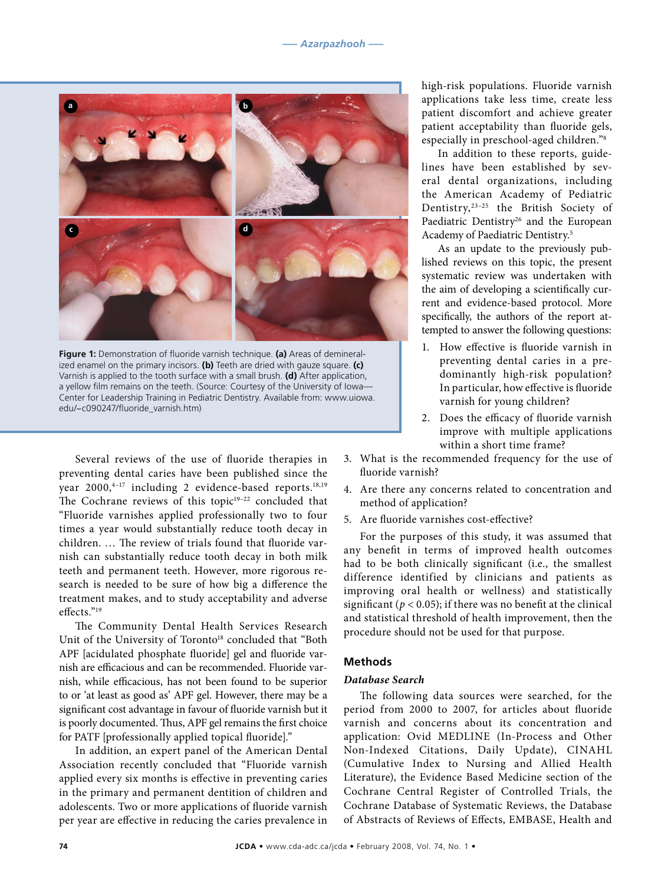Figure 1: Demonstration of fluoride varnish technique. **(a)** Areas of demineralized enamel on the primary incisors. **(b)** Teeth are dried with gauze square. **(c)** Varnish is applied to the tooth surface with a small brush. **(d)** After application, a yellow film remains on the teeth. (Source: Courtesy of the University of Iowa—Center for Leadership Training in Pediatric Dentistry. Available from: www.uiowa.edu/~c090247/fluoride_varnish.htm)

Several reviews of the use of fluoride therapies in preventing dental caries have been published since the year 2000,[4–17] including 2 evidence-based reports.[18,19] The Cochrane reviews of this topic[19–22] concluded that "Fluoride varnishes applied professionally two to four times a year would substantially reduce tooth decay in children. … The review of trials found that fluoride varnish can substantially reduce tooth decay in both milk teeth and permanent teeth. However, more rigorous research is needed to be sure of how big a difference the treatment makes, and to study acceptability and adverse effects."[19]

The Community Dental Health Services Research Unit of the University of Toronto[18] concluded that "Both APF [acidulated phosphate fluoride] gel and fluoride varnish are efficacious and can be recommended. Fluoride varnish, while efficacious, has not been found to be superior to or 'at least as good as' APF gel. However, there may be a significant cost advantage in favour of fluoride varnish but it is poorly documented. Thus, APF gel remains the first choice for PATF [professionally applied topical fluoride]."

In addition, an expert panel of the American Dental Association recently concluded that "Fluoride varnish applied every six months is effective in preventing caries in the primary and permanent dentition of children and adolescents. Two or more applications of fluoride varnish per year are effective in reducing the caries prevalence in high-risk populations. Fluoride varnish applications take less time, create less patient discomfort and achieve greater patient acceptability than fluoride gels, especially in preschool-aged children."[8]

In addition to these reports, guidelines have been established by several dental organizations, including the American Academy of Pediatric Dentistry,[23–25] the British Society of Paediatric Dentistry[26] and the European Academy of Paediatric Dentistry.[5]

As an update to the previously published reviews on this topic, the present systematic review was undertaken with the aim of developing a scientifically current and evidence-based protocol. More specifically, the authors of the report attempted to answer the following questions:

1. How effective is fluoride varnish in preventing dental caries in a predominantly high-risk population? In particular, how effective is fluoride varnish for young children?
2. Does the efficacy of fluoride varnish improve with multiple applications within a short time frame?
3. What is the recommended frequency for the use of fluoride varnish?
4. Are there any concerns related to concentration and method of application?
5. Are fluoride varnishes cost-effective?

For the purposes of this study, it was assumed that any benefit in terms of improved health outcomes had to be both clinically significant (i.e., the smallest difference identified by clinicians and patients as improving oral health or wellness) and statistically significant ($p < 0.05$); if there was no benefit at the clinical and statistical threshold of health improvement, then the procedure should not be used for that purpose.

## Methods

### *Database Search*

The following data sources were searched, for the period from 2000 to 2007, for articles about fluoride varnish and concerns about its concentration and application: Ovid MEDLINE (In-Process and Other Non-Indexed Citations, Daily Update), CINAHL (Cumulative Index to Nursing and Allied Health Literature), the Evidence Based Medicine section of the Cochrane Central Register of Controlled Trials, the Cochrane Database of Systematic Reviews, the Database of Abstracts of Reviews of Effects, EMBASE, Health and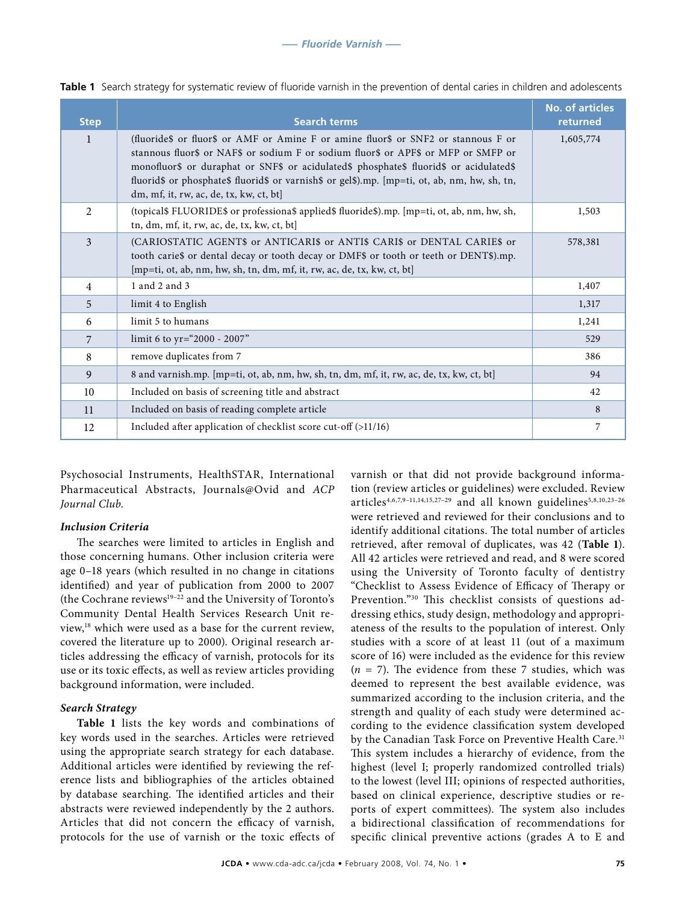**Table 1** Search strategy for systematic review of fluoride varnish in the prevention of dental caries in children and adolescents

| Step | Search terms | No. of articles returned |
|---|---|---|
| 1 | (fluoride$ or fluor$ or AMF or Amine F or amine fluor$ or SNF2 or stannous F or stannous fluor$ or NAF$ or sodium F or sodium fluor$ or APF$ or MFP or SMFP or monofluor$ or duraphat or SNF$ or acidulated$ phosphate$ fluorid$ or acidulated$ fluorid$ or phosphate$ fluorid$ or varnish$ or gel$).mp. [mp=ti, ot, ab, nm, hw, sh, tn, dm, mf, it, rw, ac, de, tx, kw, ct, bt] | 1,605,774 |
| 2 | (topical$ FLUORIDE$ or professiona$ applied$ fluoride$).mp. [mp=ti, ot, ab, nm, hw, sh, tn, dm, mf, it, rw, ac, de, tx, kw, ct, bt] | 1,503 |
| 3 | (CARIOSTATIC AGENT$ or ANTICARI$ or ANTI$ CARI$ or DENTAL CARIE$ or tooth carie$ or dental decay or tooth decay or DMF$ or tooth or teeth or DENT$).mp. [mp=ti, ot, ab, nm, hw, sh, tn, dm, mf, it, rw, ac, de, tx, kw, ct, bt] | 578,381 |
| 4 | 1 and 2 and 3 | 1,407 |
| 5 | limit 4 to English | 1,317 |
| 6 | limit 5 to humans | 1,241 |
| 7 | limit 6 to yr="2000 - 2007" | 529 |
| 8 | remove duplicates from 7 | 386 |
| 9 | 8 and varnish.mp. [mp=ti, ot, ab, nm, hw, sh, tn, dm, mf, it, rw, ac, de, tx, kw, ct, bt] | 94 |
| 10 | Included on basis of screening title and abstract | 42 |
| 11 | Included on basis of reading complete article | 8 |
| 12 | Included after application of checklist score cut-off (>11/16) | 7 |

Psychosocial Instruments, HealthSTAR, International Pharmaceutical Abstracts, Journals@Ovid and *ACP Journal Club*.

### *Inclusion Criteria*

The searches were limited to articles in English and those concerning humans. Other inclusion criteria were age 0–18 years (which resulted in no change in citations identified) and year of publication from 2000 to 2007 (the Cochrane reviews[19–22] and the University of Toronto's Community Dental Health Services Research Unit review,[18] which were used as a base for the current review, covered the literature up to 2000). Original research articles addressing the efficacy of varnish, protocols for its use or its toxic effects, as well as review articles providing background information, were included.

### *Search Strategy*

**Table 1** lists the key words and combinations of key words used in the searches. Articles were retrieved using the appropriate search strategy for each database. Additional articles were identified by reviewing the reference lists and bibliographies of the articles obtained by database searching. The identified articles and their abstracts were reviewed independently by the 2 authors. Articles that did not concern the efficacy of varnish, protocols for the use of varnish or the toxic effects of varnish or that did not provide background information (review articles or guidelines) were excluded. Review articles[4,6,7,9–11,14,15,27–29] and all known guidelines[5,8,10,23–26] were retrieved and reviewed for their conclusions and to identify additional citations. The total number of articles retrieved, after removal of duplicates, was 42 (**Table 1**). All 42 articles were retrieved and read, and 8 were scored using the University of Toronto faculty of dentistry "Checklist to Assess Evidence of Efficacy of Therapy or Prevention."[30] This checklist consists of questions addressing ethics, study design, methodology and appropriateness of the results to the population of interest. Only studies with a score of at least 11 (out of a maximum score of 16) were included as the evidence for this review ($n = 7$). The evidence from these 7 studies, which was deemed to represent the best available evidence, was summarized according to the inclusion criteria, and the strength and quality of each study were determined according to the evidence classification system developed by the Canadian Task Force on Preventive Health Care.[31] This system includes a hierarchy of evidence, from the highest (level I; properly randomized controlled trials) to the lowest (level III; opinions of respected authorities, based on clinical experience, descriptive studies or reports of expert committees). The system also includes a bidirectional classification of recommendations for specific clinical preventive actions (grades A to E and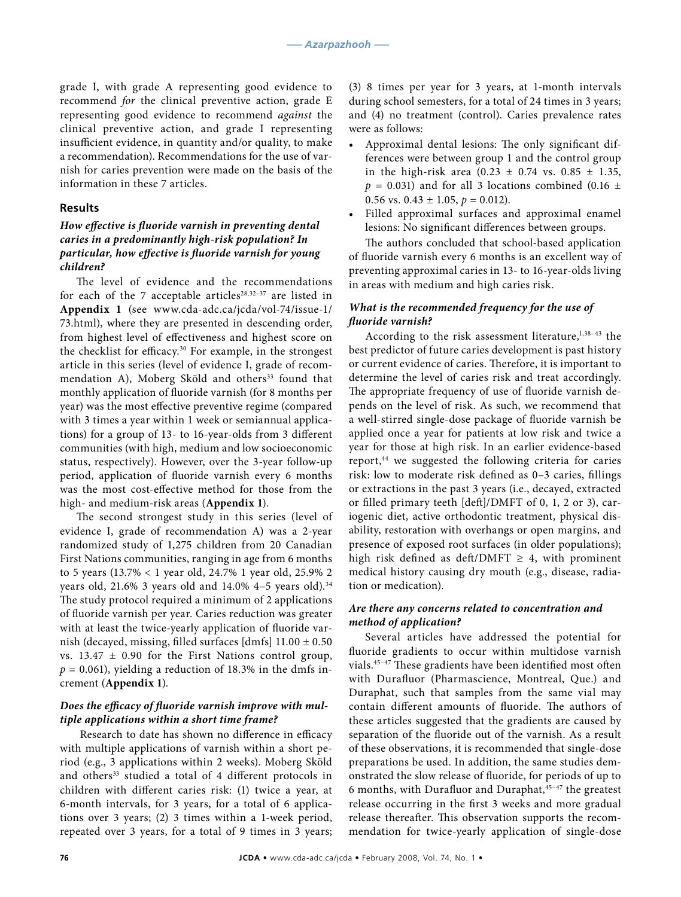grade I, with grade A representing good evidence to recommend *for* the clinical preventive action, grade E representing good evidence to recommend *against* the clinical preventive action, and grade I representing insufficient evidence, in quantity and/or quality, to make a recommendation). Recommendations for the use of varnish for caries prevention were made on the basis of the information in these 7 articles.

## Results

### *How effective is fluoride varnish in preventing dental caries in a predominantly high-risk population? In particular, how effective is fluoride varnish for young children?*

The level of evidence and the recommendations for each of the 7 acceptable articles[28,32–37] are listed in **Appendix 1** (see www.cda-adc.ca/jcda/vol-74/issue-1/73.html), where they are presented in descending order, from highest level of effectiveness and highest score on the checklist for efficacy.[30] For example, in the strongest article in this series (level of evidence I, grade of recommendation A), Moberg Sköld and others[33] found that monthly application of fluoride varnish (for 8 months per year) was the most effective preventive regime (compared with 3 times a year within 1 week or semiannual applications) for a group of 13- to 16-year-olds from 3 different communities (with high, medium and low socioeconomic status, respectively). However, over the 3-year follow-up period, application of fluoride varnish every 6 months was the most cost-effective method for those from the high- and medium-risk areas (**Appendix 1**).

The second strongest study in this series (level of evidence I, grade of recommendation A) was a 2-year randomized study of 1,275 children from 20 Canadian First Nations communities, ranging in age from 6 months to 5 years (13.7% < 1 year old, 24.7% 1 year old, 25.9% 2 years old, 21.6% 3 years old and 14.0% 4–5 years old).[34] The study protocol required a minimum of 2 applications of fluoride varnish per year. Caries reduction was greater with at least the twice-yearly application of fluoride varnish (decayed, missing, filled surfaces [dmfs] 11.00 ± 0.50 vs. 13.47 ± 0.90 for the First Nations control group, $p = 0.061$), yielding a reduction of 18.3% in the dmfs increment (**Appendix 1**).

### *Does the efficacy of fluoride varnish improve with multiple applications within a short time frame?*

Research to date has shown no difference in efficacy with multiple applications of varnish within a short period (e.g., 3 applications within 2 weeks). Moberg Sköld and others[33] studied a total of 4 different protocols in children with different caries risk: (1) twice a year, at 6-month intervals, for 3 years, for a total of 6 applications over 3 years; (2) 3 times within a 1-week period, repeated over 3 years, for a total of 9 times in 3 years; (3) 8 times per year for 3 years, at 1-month intervals during school semesters, for a total of 24 times in 3 years; and (4) no treatment (control). Caries prevalence rates were as follows:

- Approximal dental lesions: The only significant differences were between group 1 and the control group in the high-risk area (0.23 ± 0.74 vs. 0.85 ± 1.35, $p = 0.031$) and for all 3 locations combined (0.16 ± 0.56 vs. 0.43 ± 1.05, $p = 0.012$).
- Filled approximal surfaces and approximal enamel lesions: No significant differences between groups.

The authors concluded that school-based application of fluoride varnish every 6 months is an excellent way of preventing approximal caries in 13- to 16-year-olds living in areas with medium and high caries risk.

### *What is the recommended frequency for the use of fluoride varnish?*

According to the risk assessment literature,[1,38–43] the best predictor of future caries development is past history or current evidence of caries. Therefore, it is important to determine the level of caries risk and treat accordingly. The appropriate frequency of use of fluoride varnish depends on the level of risk. As such, we recommend that a well-stirred single-dose package of fluoride varnish be applied once a year for patients at low risk and twice a year for those at high risk. In an earlier evidence-based report,[44] we suggested the following criteria for caries risk: low to moderate risk defined as 0–3 caries, fillings or extractions in the past 3 years (i.e., decayed, extracted or filled primary teeth [deft]/DMFT of 0, 1, 2 or 3), cariogenic diet, active orthodontic treatment, physical disability, restoration with overhangs or open margins, and presence of exposed root surfaces (in older populations); high risk defined as deft/DMFT ≥ 4, with prominent medical history causing dry mouth (e.g., disease, radiation or medication).

### *Are there any concerns related to concentration and method of application?*

Several articles have addressed the potential for fluoride gradients to occur within multidose varnish vials.[45–47] These gradients have been identified most often with Durafluor (Pharmascience, Montreal, Que.) and Duraphat, such that samples from the same vial may contain different amounts of fluoride. The authors of these articles suggested that the gradients are caused by separation of the fluoride out of the varnish. As a result of these observations, it is recommended that single-dose preparations be used. In addition, the same studies demonstrated the slow release of fluoride, for periods of up to 6 months, with Durafluor and Duraphat,[45–47] the greatest release occurring in the first 3 weeks and more gradual release thereafter. This observation supports the recommendation for twice-yearly application of single-dose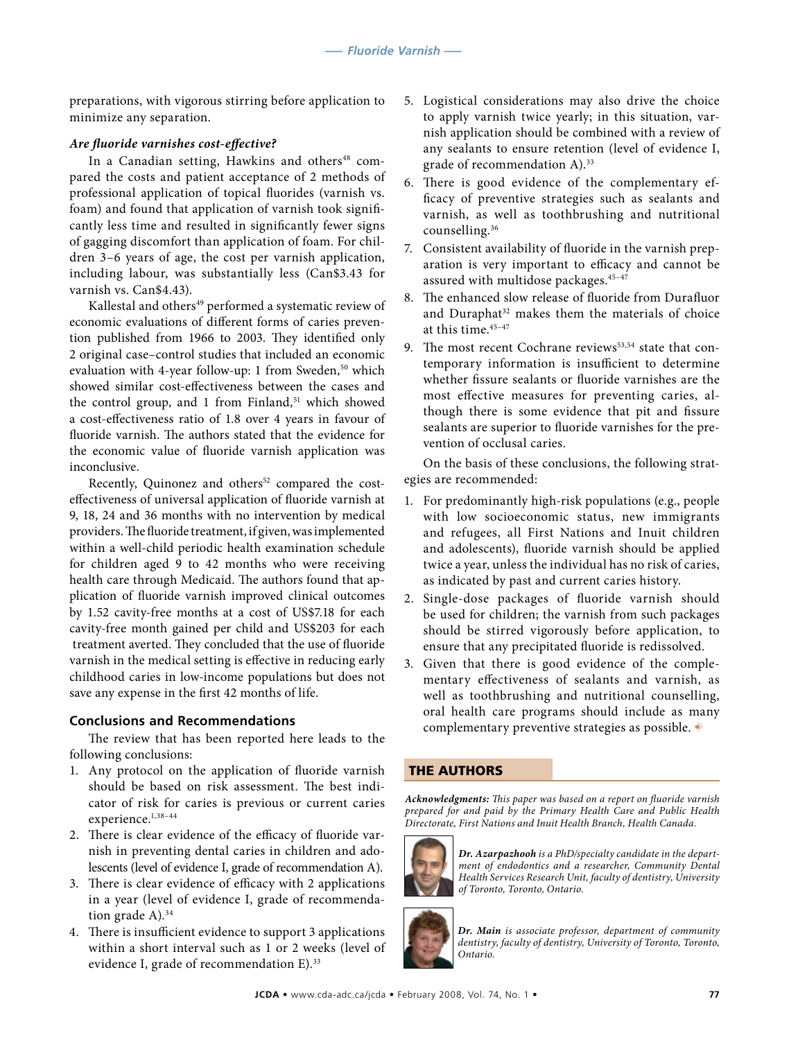preparations, with vigorous stirring before application to minimize any separation.

***Are fluoride varnishes cost-effective?***

In a Canadian setting, Hawkins and others[48] compared the costs and patient acceptance of 2 methods of professional application of topical fluorides (varnish vs. foam) and found that application of varnish took significantly less time and resulted in significantly fewer signs of gagging discomfort than application of foam. For children 3–6 years of age, the cost per varnish application, including labour, was substantially less (Can$3.43 for varnish vs. Can$4.43).

Kallestal and others[49] performed a systematic review of economic evaluations of different forms of caries prevention published from 1966 to 2003. They identified only 2 original case–control studies that included an economic evaluation with 4-year follow-up: 1 from Sweden,[50] which showed similar cost-effectiveness between the cases and the control group, and 1 from Finland,[51] which showed a cost-effectiveness ratio of 1.8 over 4 years in favour of fluoride varnish. The authors stated that the evidence for the economic value of fluoride varnish application was inconclusive.

Recently, Quinonez and others[52] compared the cost-effectiveness of universal application of fluoride varnish at 9, 18, 24 and 36 months with no intervention by medical providers. The fluoride treatment, if given, was implemented within a well-child periodic health examination schedule for children aged 9 to 42 months who were receiving health care through Medicaid. The authors found that application of fluoride varnish improved clinical outcomes by 1.52 cavity-free months at a cost of US$7.18 for each cavity-free month gained per child and US$203 for each treatment averted. They concluded that the use of fluoride varnish in the medical setting is effective in reducing early childhood caries in low-income populations but does not save any expense in the first 42 months of life.

## Conclusions and Recommendations

The review that has been reported here leads to the following conclusions:

1. Any protocol on the application of fluoride varnish should be based on risk assessment. The best indicator of risk for caries is previous or current caries experience.[1,38–44]
2. There is clear evidence of the efficacy of fluoride varnish in preventing dental caries in children and adolescents (level of evidence I, grade of recommendation A).
3. There is clear evidence of efficacy with 2 applications in a year (level of evidence I, grade of recommendation grade A).[34]
4. There is insufficient evidence to support 3 applications within a short interval such as 1 or 2 weeks (level of evidence I, grade of recommendation E).[33]
5. Logistical considerations may also drive the choice to apply varnish twice yearly; in this situation, varnish application should be combined with a review of any sealants to ensure retention (level of evidence I, grade of recommendation A).[33]
6. There is good evidence of the complementary efficacy of preventive strategies such as sealants and varnish, as well as toothbrushing and nutritional counselling.[36]
7. Consistent availability of fluoride in the varnish preparation is very important to efficacy and cannot be assured with multidose packages.[45–47]
8. The enhanced slow release of fluoride from Durafluor and Duraphat[32] makes them the materials of choice at this time.[45–47]
9. The most recent Cochrane reviews[53,54] state that contemporary information is insufficient to determine whether fissure sealants or fluoride varnishes are the most effective measures for preventing caries, although there is some evidence that pit and fissure sealants are superior to fluoride varnishes for the prevention of occlusal caries.

On the basis of these conclusions, the following strategies are recommended:

1. For predominantly high-risk populations (e.g., people with low socioeconomic status, new immigrants and refugees, all First Nations and Inuit children and adolescents), fluoride varnish should be applied twice a year, unless the individual has no risk of caries, as indicated by past and current caries history.
2. Single-dose packages of fluoride varnish should be used for children; the varnish from such packages should be stirred vigorously before application, to ensure that any precipitated fluoride is redissolved.
3. Given that there is good evidence of the complementary effectiveness of sealants and varnish, as well as toothbrushing and nutritional counselling, oral health care programs should include as many complementary preventive strategies as possible.

## THE AUTHORS

***Acknowledgments:*** *This paper was based on a report on fluoride varnish prepared for and paid by the Primary Health Care and Public Health Directorate, First Nations and Inuit Health Branch, Health Canada.*

***Dr. Azarpazhooh*** *is a PhD/specialty candidate in the department of endodontics and a researcher, Community Dental Health Services Research Unit, faculty of dentistry, University of Toronto, Toronto, Ontario.*

***Dr. Main*** *is associate professor, department of community dentistry, faculty of dentistry, University of Toronto, Toronto, Ontario.*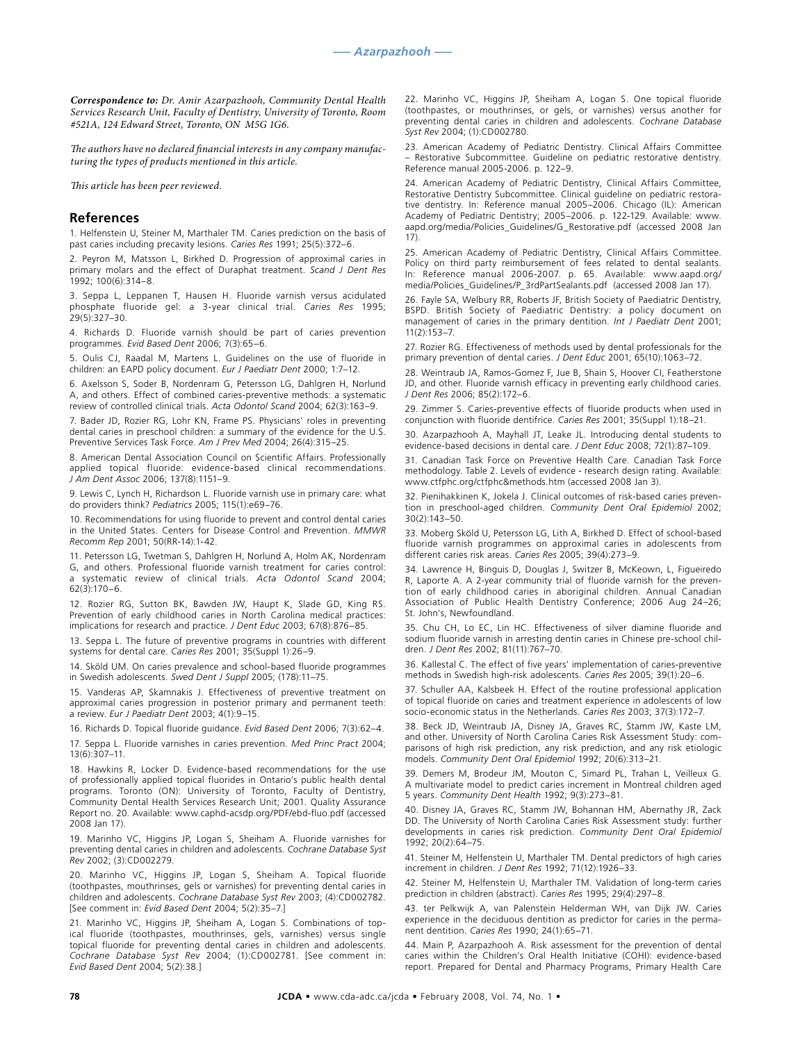***Correspondence to:*** *Dr. Amir Azarpazhooh, Community Dental Health Services Research Unit, Faculty of Dentistry, University of Toronto, Room #521A, 124 Edward Street, Toronto, ON M5G 1G6.*

*The authors have no declared financial interests in any company manufacturing the types of products mentioned in this article.*

*This article has been peer reviewed.*

## References

1. Helfenstein U, Steiner M, Marthaler TM. Caries prediction on the basis of past caries including precavity lesions. *Caries Res* 1991; 25(5):372–6.

2. Peyron M, Matsson L, Birkhed D. Progression of approximal caries in primary molars and the effect of Duraphat treatment. *Scand J Dent Res* 1992; 100(6):314–8.

3. Seppa L, Leppanen T, Hausen H. Fluoride varnish versus acidulated phosphate fluoride gel: a 3-year clinical trial. *Caries Res* 1995; 29(5):327–30.

4. Richards D. Fluoride varnish should be part of caries prevention programmes. *Evid Based Dent* 2006; 7(3):65–6.

5. Oulis CJ, Raadal M, Martens L. Guidelines on the use of fluoride in children: an EAPD policy document. *Eur J Paediatr Dent* 2000; 1:7–12.

6. Axelsson S, Soder B, Nordenram G, Petersson LG, Dahlgren H, Norlund A, and others. Effect of combined caries-preventive methods: a systematic review of controlled clinical trials. *Acta Odontol Scand* 2004; 62(3):163–9.

7. Bader JD, Rozier RG, Lohr KN, Frame PS. Physicians' roles in preventing dental caries in preschool children: a summary of the evidence for the U.S. Preventive Services Task Force. *Am J Prev Med* 2004; 26(4):315–25.

8. American Dental Association Council on Scientific Affairs. Professionally applied topical fluoride: evidence-based clinical recommendations. *J Am Dent Assoc* 2006; 137(8):1151–9.

9. Lewis C, Lynch H, Richardson L. Fluoride varnish use in primary care: what do providers think? *Pediatrics* 2005; 115(1):e69–76.

10. Recommendations for using fluoride to prevent and control dental caries in the United States. Centers for Disease Control and Prevention. *MMWR Recomm Rep* 2001; 50(RR-14):1-42.

11. Petersson LG, Twetman S, Dahlgren H, Norlund A, Holm AK, Nordenram G, and others. Professional fluoride varnish treatment for caries control: a systematic review of clinical trials. *Acta Odontol Scand* 2004; 62(3):170–6.

12. Rozier RG, Sutton BK, Bawden JW, Haupt K, Slade GD, King RS. Prevention of early childhood caries in North Carolina medical practices: implications for research and practice. *J Dent Educ* 2003; 67(8):876–85.

13. Seppa L. The future of preventive programs in countries with different systems for dental care. *Caries Res* 2001; 35(Suppl 1):26–9.

14. Sköld UM. On caries prevalence and school-based fluoride programmes in Swedish adolescents. *Swed Dent J Suppl* 2005; (178):11–75.

15. Vanderas AP, Skamnakis J. Effectiveness of preventive treatment on approximal caries progression in posterior primary and permanent teeth: a review. *Eur J Paediatr Dent* 2003; 4(1):9–15.

16. Richards D. Topical fluoride guidance. *Evid Based Dent* 2006; 7(3):62–4.

17. Seppa L. Fluoride varnishes in caries prevention. *Med Princ Pract* 2004; 13(6):307–11.

18. Hawkins R, Locker D. Evidence-based recommendations for the use of professionally applied topical fluorides in Ontario's public health dental programs. Toronto (ON): University of Toronto, Faculty of Dentistry, Community Dental Health Services Research Unit; 2001. Quality Assurance Report no. 20. Available: www.caphd-acsdp.org/PDF/ebd-fluo.pdf (accessed 2008 Jan 17).

19. Marinho VC, Higgins JP, Logan S, Sheiham A. Fluoride varnishes for preventing dental caries in children and adolescents. *Cochrane Database Syst Rev* 2002; (3):CD002279.

20. Marinho VC, Higgins JP, Logan S, Sheiham A. Topical fluoride (toothpastes, mouthrinses, gels or varnishes) for preventing dental caries in children and adolescents. *Cochrane Database Syst Rev* 2003; (4):CD002782. [See comment in: *Evid Based Dent* 2004; 5(2):35–7.]

21. Marinho VC, Higgins JP, Sheiham A, Logan S. Combinations of topical fluoride (toothpastes, mouthrinses, gels, varnishes) versus single topical fluoride for preventing dental caries in children and adolescents. *Cochrane Database Syst Rev* 2004; (1):CD002781. [See comment in: *Evid Based Dent* 2004; 5(2):38.]

22. Marinho VC, Higgins JP, Sheiham A, Logan S. One topical fluoride (toothpastes, or mouthrinses, or gels, or varnishes) versus another for preventing dental caries in children and adolescents. *Cochrane Database Syst Rev* 2004; (1):CD002780.

23. American Academy of Pediatric Dentistry. Clinical Affairs Committee – Restorative Subcommittee. Guideline on pediatric restorative dentistry. Reference manual 2005-2006. p. 122–9.

24. American Academy of Pediatric Dentistry, Clinical Affairs Committee, Restorative Dentistry Subcommittee. Clinical guideline on pediatric restorative dentistry. In: Reference manual 2005–2006. Chicago (IL): American Academy of Pediatric Dentistry; 2005–2006. p. 122-129. Available: www.aapd.org/media/Policies_Guidelines/G_Restorative.pdf (accessed 2008 Jan 17).

25. American Academy of Pediatric Dentistry, Clinical Affairs Committee. Policy on third party reimbursement of fees related to dental sealants. In: Reference manual 2006-2007. p. 65. Available: www.aapd.org/media/Policies_Guidelines/P_3rdPartSealants.pdf (accessed 2008 Jan 17).

26. Fayle SA, Welbury RR, Roberts JF, British Society of Paediatric Dentistry, BSPD. British Society of Paediatric Dentistry: a policy document on management of caries in the primary dentition. *Int J Paediatr Dent* 2001; 11(2):153–7.

27. Rozier RG. Effectiveness of methods used by dental professionals for the primary prevention of dental caries. *J Dent Educ* 2001; 65(10):1063–72.

28. Weintraub JA, Ramos-Gomez F, Jue B, Shain S, Hoover CI, Featherstone JD, and other. Fluoride varnish efficacy in preventing early childhood caries. *J Dent Res* 2006; 85(2):172–6.

29. Zimmer S. Caries-preventive effects of fluoride products when used in conjunction with fluoride dentifrice. *Caries Res* 2001; 35(Suppl 1):18–21.

30. Azarpazhooh A, Mayhall JT, Leake JL. Introducing dental students to evidence-based decisions in dental care. *J Dent Educ* 2008; 72(1):87–109.

31. Canadian Task Force on Preventive Health Care. Canadian Task Force methodology. Table 2. Levels of evidence - research design rating. Available: www.ctfphc.org/ctfphc&methods.htm (accessed 2008 Jan 3).

32. Pienihakkinen K, Jokela J. Clinical outcomes of risk-based caries prevention in preschool-aged children. *Community Dent Oral Epidemiol* 2002; 30(2):143–50.

33. Moberg Sköld U, Petersson LG, Lith A, Birkhed D. Effect of school-based fluoride varnish programmes on approximal caries in adolescents from different caries risk areas. *Caries Res* 2005; 39(4):273–9.

34. Lawrence H, Binguis D, Douglas J, Switzer B, McKeown, L, Figueiredo R, Laporte A. A 2-year community trial of fluoride varnish for the prevention of early childhood caries in aboriginal children. Annual Canadian Association of Public Health Dentistry Conference; 2006 Aug 24–26; St. John's, Newfoundland.

35. Chu CH, Lo EC, Lin HC. Effectiveness of silver diamine fluoride and sodium fluoride varnish in arresting dentin caries in Chinese pre-school children. *J Dent Res* 2002; 81(11):767–70.

36. Kallestal C. The effect of five years' implementation of caries-preventive methods in Swedish high-risk adolescents. *Caries Res* 2005; 39(1):20–6.

37. Schuller AA, Kalsbeek H. Effect of the routine professional application of topical fluoride on caries and treatment experience in adolescents of low socio-economic status in the Netherlands. *Caries Res* 2003; 37(3):172–7.

38. Beck JD, Weintraub JA, Disney JA, Graves RC, Stamm JW, Kaste LM, and other. University of North Carolina Caries Risk Assessment Study: comparisons of high risk prediction, any risk prediction, and any risk etiologic models. *Community Dent Oral Epidemiol* 1992; 20(6):313–21.

39. Demers M, Brodeur JM, Mouton C, Simard PL, Trahan L, Veilleux G. A multivariate model to predict caries increment in Montreal children aged 5 years. *Community Dent Health* 1992; 9(3):273–81.

40. Disney JA, Graves RC, Stamm JW, Bohannan HM, Abernathy JR, Zack DD. The University of North Carolina Caries Risk Assessment study: further developments in caries risk prediction. *Community Dent Oral Epidemiol* 1992; 20(2):64–75.

41. Steiner M, Helfenstein U, Marthaler TM. Dental predictors of high caries increment in children. *J Dent Res* 1992; 71(12):1926–33.

42. Steiner M, Helfenstein U, Marthaler TM. Validation of long-term caries prediction in children (abstract). *Caries Res* 1995; 29(4):297–8.

43. ter Pelkwijk A, van Palenstein Helderman WH, van Dijk JW. Caries experience in the deciduous dentition as predictor for caries in the permanent dentition. *Caries Res* 1990; 24(1):65–71.

44. Main P, Azarpazhooh A. Risk assessment for the prevention of dental caries within the Children's Oral Health Initiative (COHI): evidence-based report. Prepared for Dental and Pharmacy Programs, Primary Health Care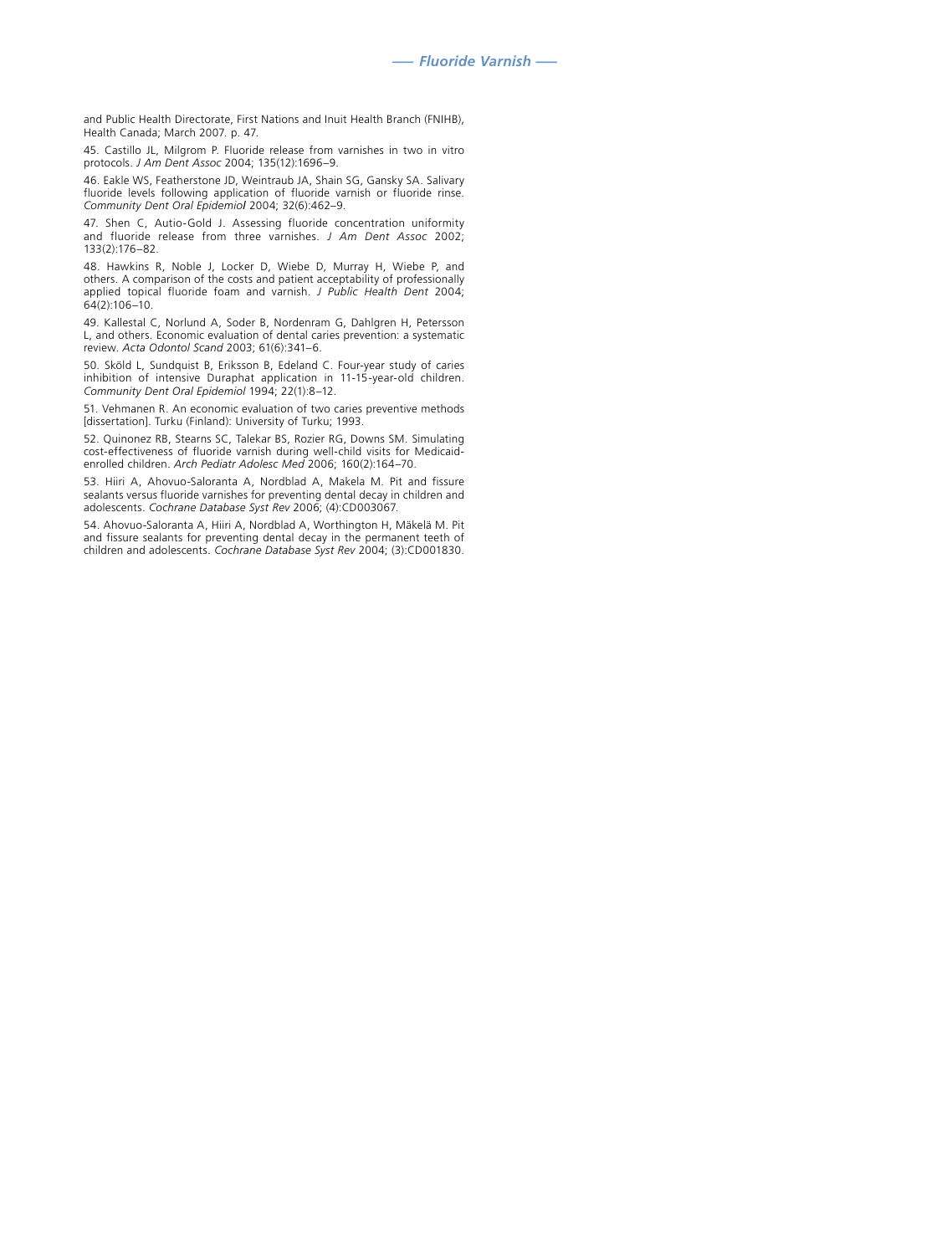and Public Health Directorate, First Nations and Inuit Health Branch (FNIHB), Health Canada; March 2007. p. 47.

45. Castillo JL, Milgrom P. Fluoride release from varnishes in two in vitro protocols. *J Am Dent Assoc* 2004; 135(12):1696–9.

46. Eakle WS, Featherstone JD, Weintraub JA, Shain SG, Gansky SA. Salivary fluoride levels following application of fluoride varnish or fluoride rinse. *Community Dent Oral Epidemiol* 2004; 32(6):462–9.

47. Shen C, Autio-Gold J. Assessing fluoride concentration uniformity and fluoride release from three varnishes. *J Am Dent Assoc* 2002; 133(2):176–82.

48. Hawkins R, Noble J, Locker D, Wiebe D, Murray H, Wiebe P, and others. A comparison of the costs and patient acceptability of professionally applied topical fluoride foam and varnish. *J Public Health Dent* 2004; 64(2):106–10.

49. Kallestal C, Norlund A, Soder B, Nordenram G, Dahlgren H, Petersson L, and others. Economic evaluation of dental caries prevention: a systematic review. *Acta Odontol Scand* 2003; 61(6):341–6.

50. Sköld L, Sundquist B, Eriksson B, Edeland C. Four-year study of caries inhibition of intensive Duraphat application in 11-15-year-old children. *Community Dent Oral Epidemiol* 1994; 22(1):8–12.

51. Vehmanen R. An economic evaluation of two caries preventive methods [dissertation]. Turku (Finland): University of Turku; 1993.

52. Quinonez RB, Stearns SC, Talekar BS, Rozier RG, Downs SM. Simulating cost-effectiveness of fluoride varnish during well-child visits for Medicaid-enrolled children. *Arch Pediatr Adolesc Med* 2006; 160(2):164–70.

53. Hiiri A, Ahovuo-Saloranta A, Nordblad A, Makela M. Pit and fissure sealants versus fluoride varnishes for preventing dental decay in children and adolescents. *Cochrane Database Syst Rev* 2006; (4):CD003067.

54. Ahovuo-Saloranta A, Hiiri A, Nordblad A, Worthington H, Mäkelä M. Pit and fissure sealants for preventing dental decay in the permanent teeth of children and adolescents. *Cochrane Database Syst Rev* 2004; (3):CD001830.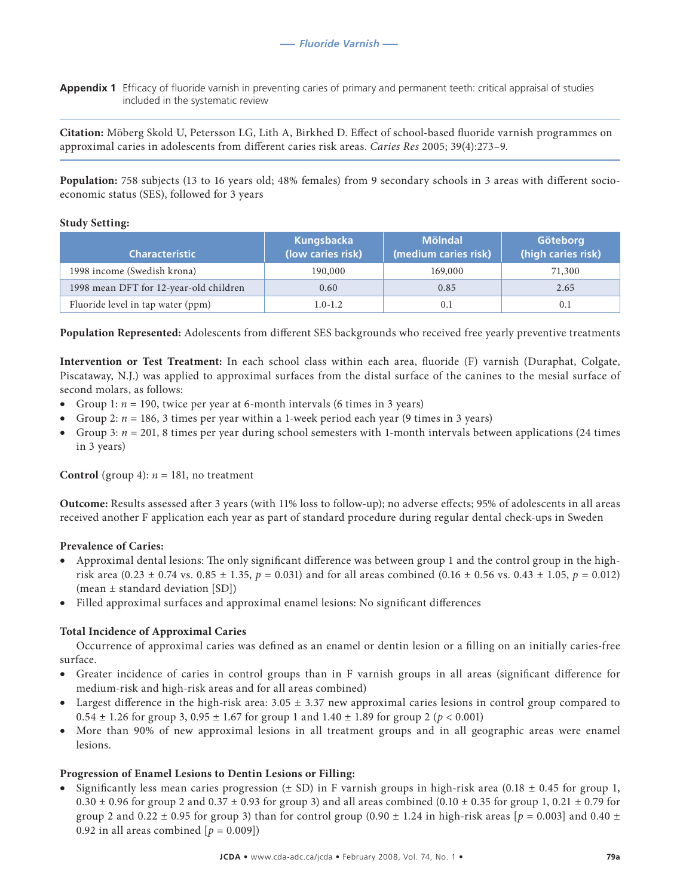**Appendix 1** Efficacy of fluoride varnish in preventing caries of primary and permanent teeth: critical appraisal of studies included in the systematic review

**Citation:** Möberg Skold U, Petersson LG, Lith A, Birkhed D. Effect of school-based fluoride varnish programmes on approximal caries in adolescents from different caries risk areas. *Caries Res* 2005; 39(4):273–9.

**Population:** 758 subjects (13 to 16 years old; 48% females) from 9 secondary schools in 3 areas with different socio-economic status (SES), followed for 3 years

**Study Setting:**

| Characteristic | Kungsbacka (low caries risk) | Mölndal (medium caries risk) | Göteborg (high caries risk) |
|---|---|---|---|
| 1998 income (Swedish krona) | 190,000 | 169,000 | 71,300 |
| 1998 mean DFT for 12-year-old children | 0.60 | 0.85 | 2.65 |
| Fluoride level in tap water (ppm) | 1.0-1.2 | 0.1 | 0.1 |

**Population Represented:** Adolescents from different SES backgrounds who received free yearly preventive treatments

**Intervention or Test Treatment:** In each school class within each area, fluoride (F) varnish (Duraphat, Colgate, Piscataway, N.J.) was applied to approximal surfaces from the distal surface of the canines to the mesial surface of second molars, as follows:

- Group 1: $n$ = 190, twice per year at 6-month intervals (6 times in 3 years)
- Group 2: $n$ = 186, 3 times per year within a 1-week period each year (9 times in 3 years)
- Group 3: $n$ = 201, 8 times per year during school semesters with 1-month intervals between applications (24 times in 3 years)

**Control** (group 4): $n$ = 181, no treatment

**Outcome:** Results assessed after 3 years (with 11% loss to follow-up); no adverse effects; 95% of adolescents in all areas received another F application each year as part of standard procedure during regular dental check-ups in Sweden

**Prevalence of Caries:**

- Approximal dental lesions: The only significant difference was between group 1 and the control group in the high-risk area (0.23 ± 0.74 vs. 0.85 ± 1.35, $p$ = 0.031) and for all areas combined (0.16 ± 0.56 vs. 0.43 ± 1.05, $p$ = 0.012) (mean ± standard deviation [SD])
- Filled approximal surfaces and approximal enamel lesions: No significant differences

**Total Incidence of Approximal Caries**

Occurrence of approximal caries was defined as an enamel or dentin lesion or a filling on an initially caries-free surface.

- Greater incidence of caries in control groups than in F varnish groups in all areas (significant difference for medium-risk and high-risk areas and for all areas combined)
- Largest difference in the high-risk area: 3.05 ± 3.37 new approximal caries lesions in control group compared to 0.54 ± 1.26 for group 3, 0.95 ± 1.67 for group 1 and 1.40 ± 1.89 for group 2 ($p$ < 0.001)
- More than 90% of new approximal lesions in all treatment groups and in all geographic areas were enamel lesions.

**Progression of Enamel Lesions to Dentin Lesions or Filling:**

- Significantly less mean caries progression (± SD) in F varnish groups in high-risk area (0.18 ± 0.45 for group 1, 0.30 ± 0.96 for group 2 and 0.37 ± 0.93 for group 3) and all areas combined (0.10 ± 0.35 for group 1, 0.21 ± 0.79 for group 2 and 0.22 ± 0.95 for group 3) than for control group (0.90 ± 1.24 in high-risk areas [$p$ = 0.003] and 0.40 ± 0.92 in all areas combined [$p$ = 0.009])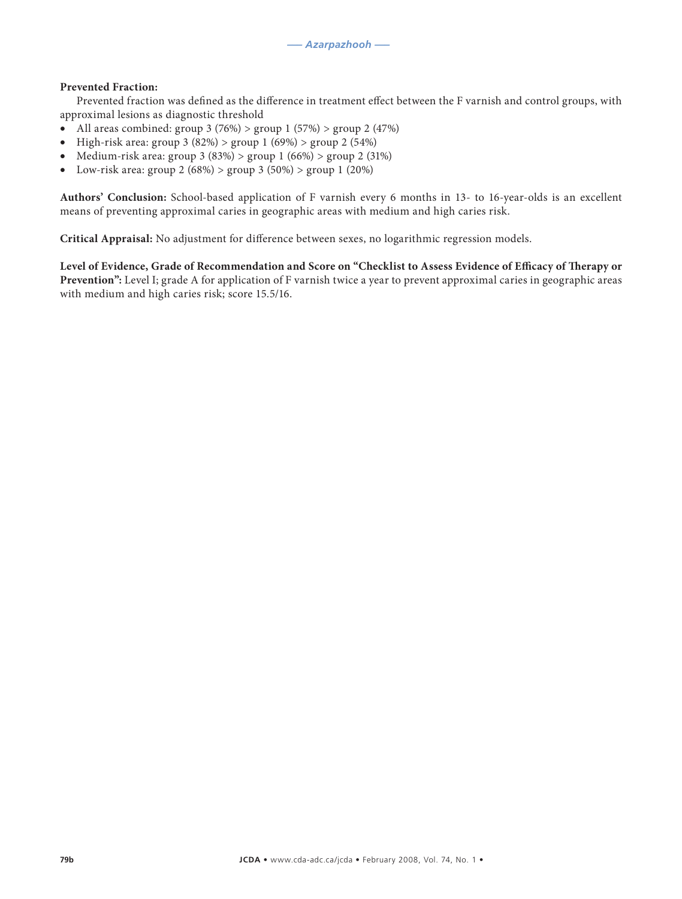**Prevented Fraction:**

Prevented fraction was defined as the difference in treatment effect between the F varnish and control groups, with approximal lesions as diagnostic threshold

- All areas combined: group 3 (76%) > group 1 (57%) > group 2 (47%)
- High-risk area: group 3 (82%) > group 1 (69%) > group 2 (54%)
- Medium-risk area: group 3 (83%) > group 1 (66%) > group 2 (31%)
- Low-risk area: group 2 (68%) > group 3 (50%) > group 1 (20%)

**Authors' Conclusion:** School-based application of F varnish every 6 months in 13- to 16-year-olds is an excellent means of preventing approximal caries in geographic areas with medium and high caries risk.

**Critical Appraisal:** No adjustment for difference between sexes, no logarithmic regression models.

**Level of Evidence, Grade of Recommendation and Score on "Checklist to Assess Evidence of Efficacy of Therapy or Prevention":** Level I; grade A for application of F varnish twice a year to prevent approximal caries in geographic areas with medium and high caries risk; score 15.5/16.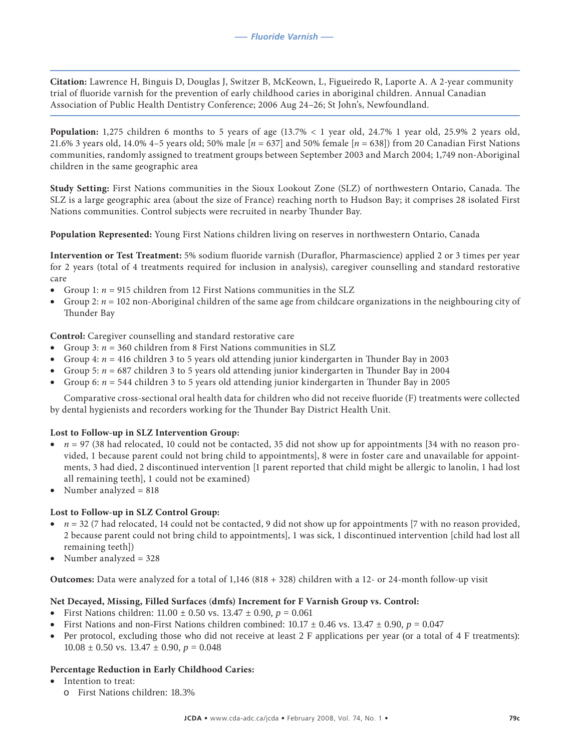**Citation:** Lawrence H, Binguis D, Douglas J, Switzer B, McKeown, L, Figueiredo R, Laporte A. A 2-year community trial of fluoride varnish for the prevention of early childhood caries in aboriginal children. Annual Canadian Association of Public Health Dentistry Conference; 2006 Aug 24–26; St John's, Newfoundland.

**Population:** 1,275 children 6 months to 5 years of age (13.7% < 1 year old, 24.7% 1 year old, 25.9% 2 years old, 21.6% 3 years old, 14.0% 4–5 years old; 50% male [*n* = 637] and 50% female [*n* = 638]) from 20 Canadian First Nations communities, randomly assigned to treatment groups between September 2003 and March 2004; 1,749 non-Aboriginal children in the same geographic area

**Study Setting:** First Nations communities in the Sioux Lookout Zone (SLZ) of northwestern Ontario, Canada. The SLZ is a large geographic area (about the size of France) reaching north to Hudson Bay; it comprises 28 isolated First Nations communities. Control subjects were recruited in nearby Thunder Bay.

**Population Represented:** Young First Nations children living on reserves in northwestern Ontario, Canada

**Intervention or Test Treatment:** 5% sodium fluoride varnish (Duraflor, Pharmascience) applied 2 or 3 times per year for 2 years (total of 4 treatments required for inclusion in analysis), caregiver counselling and standard restorative care

- Group 1: *n* = 915 children from 12 First Nations communities in the SLZ
- Group 2: *n* = 102 non-Aboriginal children of the same age from childcare organizations in the neighbouring city of Thunder Bay

**Control:** Caregiver counselling and standard restorative care

- Group 3: *n* = 360 children from 8 First Nations communities in SLZ
- Group 4: *n* = 416 children 3 to 5 years old attending junior kindergarten in Thunder Bay in 2003
- Group 5: *n* = 687 children 3 to 5 years old attending junior kindergarten in Thunder Bay in 2004
- Group 6: *n* = 544 children 3 to 5 years old attending junior kindergarten in Thunder Bay in 2005

Comparative cross-sectional oral health data for children who did not receive fluoride (F) treatments were collected by dental hygienists and recorders working for the Thunder Bay District Health Unit.

**Lost to Follow-up in SLZ Intervention Group:**

- *n* = 97 (38 had relocated, 10 could not be contacted, 35 did not show up for appointments [34 with no reason provided, 1 because parent could not bring child to appointments], 8 were in foster care and unavailable for appointments, 3 had died, 2 discontinued intervention [1 parent reported that child might be allergic to lanolin, 1 had lost all remaining teeth], 1 could not be examined)
- Number analyzed = 818

**Lost to Follow-up in SLZ Control Group:**

- *n* = 32 (7 had relocated, 14 could not be contacted, 9 did not show up for appointments [7 with no reason provided, 2 because parent could not bring child to appointments], 1 was sick, 1 discontinued intervention [child had lost all remaining teeth])
- Number analyzed = 328

**Outcomes:** Data were analyzed for a total of 1,146 (818 + 328) children with a 12- or 24-month follow-up visit

**Net Decayed, Missing, Filled Surfaces (dmfs) Increment for F Varnish Group vs. Control:**

- First Nations children: 11.00 ± 0.50 vs. 13.47 ± 0.90, $p = 0.061$
- First Nations and non-First Nations children combined: 10.17 ± 0.46 vs. 13.47 ± 0.90, $p = 0.047$
- Per protocol, excluding those who did not receive at least 2 F applications per year (or a total of 4 F treatments): 10.08 ± 0.50 vs. 13.47 ± 0.90, $p = 0.048$

**Percentage Reduction in Early Childhood Caries:**

- Intention to treat:
  - First Nations children: 18.3%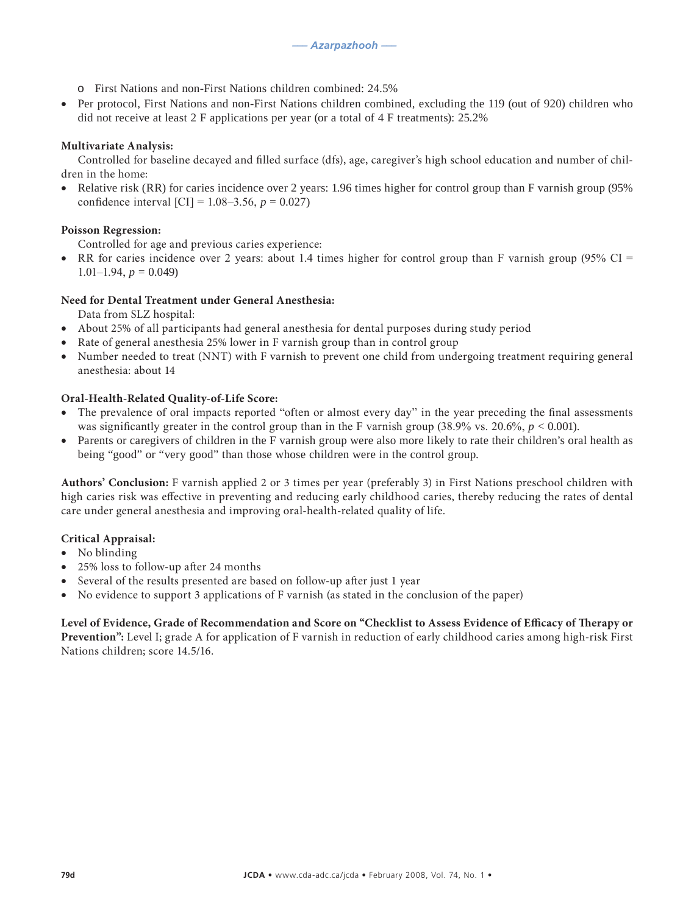- First Nations and non-First Nations children combined: 24.5%

- Per protocol, First Nations and non-First Nations children combined, excluding the 119 (out of 920) children who did not receive at least 2 F applications per year (or a total of 4 F treatments): 25.2%

**Multivariate Analysis:**

Controlled for baseline decayed and filled surface (dfs), age, caregiver's high school education and number of children in the home:

- Relative risk (RR) for caries incidence over 2 years: 1.96 times higher for control group than F varnish group (95% confidence interval [CI] = 1.08–3.56, $p = 0.027$)

**Poisson Regression:**

Controlled for age and previous caries experience:

- RR for caries incidence over 2 years: about 1.4 times higher for control group than F varnish group (95% CI = 1.01–1.94, $p = 0.049$)

**Need for Dental Treatment under General Anesthesia:**

Data from SLZ hospital:

- About 25% of all participants had general anesthesia for dental purposes during study period
- Rate of general anesthesia 25% lower in F varnish group than in control group
- Number needed to treat (NNT) with F varnish to prevent one child from undergoing treatment requiring general anesthesia: about 14

**Oral-Health-Related Quality-of-Life Score:**

- The prevalence of oral impacts reported "often or almost every day" in the year preceding the final assessments was significantly greater in the control group than in the F varnish group (38.9% vs. 20.6%, $p < 0.001$).
- Parents or caregivers of children in the F varnish group were also more likely to rate their children's oral health as being "good" or "very good" than those whose children were in the control group.

**Authors' Conclusion:** F varnish applied 2 or 3 times per year (preferably 3) in First Nations preschool children with high caries risk was effective in preventing and reducing early childhood caries, thereby reducing the rates of dental care under general anesthesia and improving oral-health-related quality of life.

**Critical Appraisal:**

- No blinding
- 25% loss to follow-up after 24 months
- Several of the results presented are based on follow-up after just 1 year
- No evidence to support 3 applications of F varnish (as stated in the conclusion of the paper)

**Level of Evidence, Grade of Recommendation and Score on "Checklist to Assess Evidence of Efficacy of Therapy or Prevention":** Level I; grade A for application of F varnish in reduction of early childhood caries among high-risk First Nations children; score 14.5/16.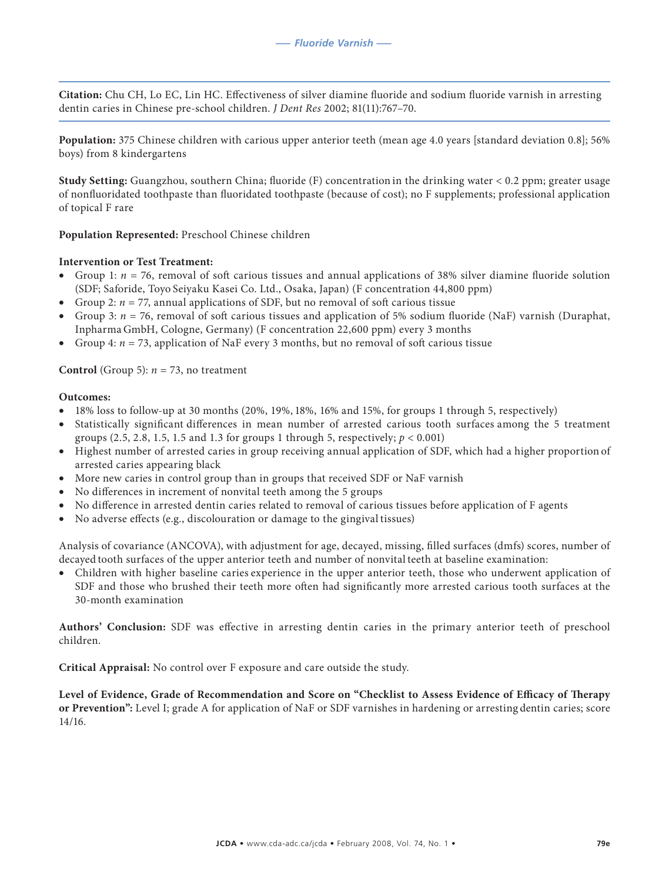**Citation:** Chu CH, Lo EC, Lin HC. Effectiveness of silver diamine fluoride and sodium fluoride varnish in arresting dentin caries in Chinese pre-school children. *J Dent Res* 2002; 81(11):767–70.

**Population:** 375 Chinese children with carious upper anterior teeth (mean age 4.0 years [standard deviation 0.8]; 56% boys) from 8 kindergartens

**Study Setting:** Guangzhou, southern China; fluoride (F) concentration in the drinking water < 0.2 ppm; greater usage of nonfluoridated toothpaste than fluoridated toothpaste (because of cost); no F supplements; professional application of topical F rare

**Population Represented:** Preschool Chinese children

**Intervention or Test Treatment:**

- Group 1: *n* = 76, removal of soft carious tissues and annual applications of 38% silver diamine fluoride solution (SDF; Saforide, Toyo Seiyaku Kasei Co. Ltd., Osaka, Japan) (F concentration 44,800 ppm)
- Group 2: *n* = 77, annual applications of SDF, but no removal of soft carious tissue
- Group 3: *n* = 76, removal of soft carious tissues and application of 5% sodium fluoride (NaF) varnish (Duraphat, Inpharma GmbH, Cologne, Germany) (F concentration 22,600 ppm) every 3 months
- Group 4: *n* = 73, application of NaF every 3 months, but no removal of soft carious tissue

**Control** (Group 5): *n* = 73, no treatment

**Outcomes:**

- 18% loss to follow-up at 30 months (20%, 19%, 18%, 16% and 15%, for groups 1 through 5, respectively)
- Statistically significant differences in mean number of arrested carious tooth surfaces among the 5 treatment groups (2.5, 2.8, 1.5, 1.5 and 1.3 for groups 1 through 5, respectively; $p < 0.001$)
- Highest number of arrested caries in group receiving annual application of SDF, which had a higher proportion of arrested caries appearing black
- More new caries in control group than in groups that received SDF or NaF varnish
- No differences in increment of nonvital teeth among the 5 groups
- No difference in arrested dentin caries related to removal of carious tissues before application of F agents
- No adverse effects (e.g., discolouration or damage to the gingival tissues)

Analysis of covariance (ANCOVA), with adjustment for age, decayed, missing, filled surfaces (dmfs) scores, number of decayed tooth surfaces of the upper anterior teeth and number of nonvital teeth at baseline examination:

- Children with higher baseline caries experience in the upper anterior teeth, those who underwent application of SDF and those who brushed their teeth more often had significantly more arrested carious tooth surfaces at the 30-month examination

**Authors' Conclusion:** SDF was effective in arresting dentin caries in the primary anterior teeth of preschool children.

**Critical Appraisal:** No control over F exposure and care outside the study.

**Level of Evidence, Grade of Recommendation and Score on "Checklist to Assess Evidence of Efficacy of Therapy or Prevention":** Level I; grade A for application of NaF or SDF varnishes in hardening or arresting dentin caries; score 14/16.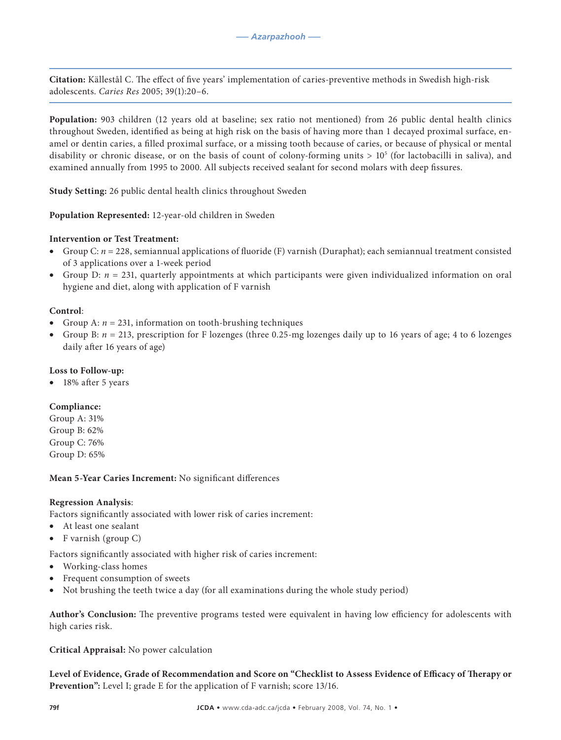**Citation:** Källestål C. The effect of five years' implementation of caries-preventive methods in Swedish high-risk adolescents. *Caries Res* 2005; 39(1):20–6.

**Population:** 903 children (12 years old at baseline; sex ratio not mentioned) from 26 public dental health clinics throughout Sweden, identified as being at high risk on the basis of having more than 1 decayed proximal surface, enamel or dentin caries, a filled proximal surface, or a missing tooth because of caries, or because of physical or mental disability or chronic disease, or on the basis of count of colony-forming units > $10^5$ (for lactobacilli in saliva), and examined annually from 1995 to 2000. All subjects received sealant for second molars with deep fissures.

**Study Setting:** 26 public dental health clinics throughout Sweden

**Population Represented:** 12-year-old children in Sweden

**Intervention or Test Treatment:**

- Group C: *n* = 228, semiannual applications of fluoride (F) varnish (Duraphat); each semiannual treatment consisted of 3 applications over a 1-week period
- Group D: *n* = 231, quarterly appointments at which participants were given individualized information on oral hygiene and diet, along with application of F varnish

**Control**:

- Group A: *n* = 231, information on tooth-brushing techniques
- Group B: *n* = 213, prescription for F lozenges (three 0.25-mg lozenges daily up to 16 years of age; 4 to 6 lozenges daily after 16 years of age)

**Loss to Follow-up:**

- 18% after 5 years

**Compliance:**

Group A: 31%
Group B: 62%
Group C: 76%
Group D: 65%

**Mean 5-Year Caries Increment:** No significant differences

**Regression Analysis**:

Factors significantly associated with lower risk of caries increment:

- At least one sealant
- F varnish (group C)

Factors significantly associated with higher risk of caries increment:

- Working-class homes
- Frequent consumption of sweets
- Not brushing the teeth twice a day (for all examinations during the whole study period)

**Author's Conclusion:** The preventive programs tested were equivalent in having low efficiency for adolescents with high caries risk.

**Critical Appraisal:** No power calculation

**Level of Evidence, Grade of Recommendation and Score on "Checklist to Assess Evidence of Efficacy of Therapy or Prevention":** Level I; grade E for the application of F varnish; score 13/16.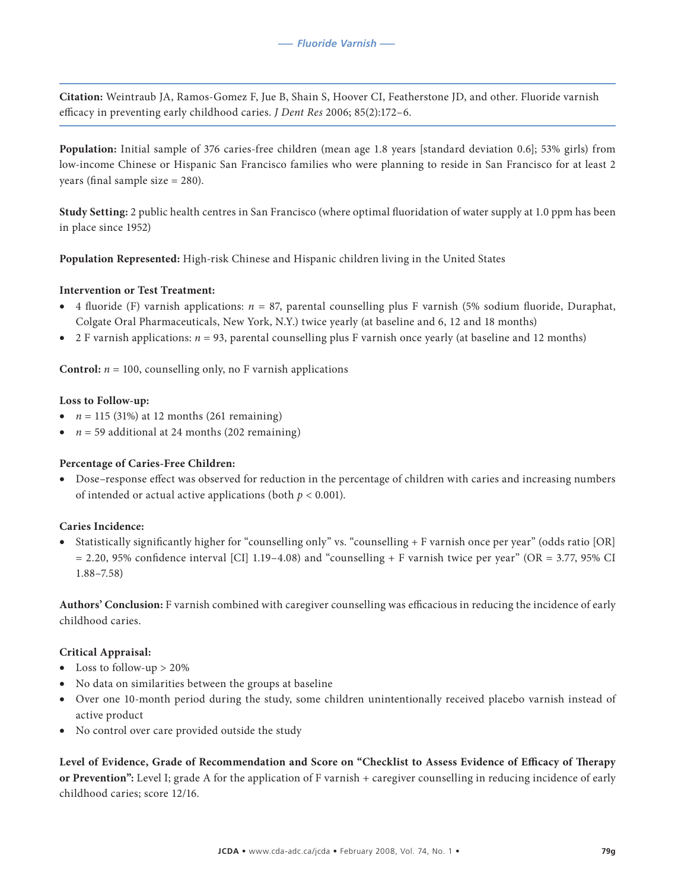**Citation:** Weintraub JA, Ramos-Gomez F, Jue B, Shain S, Hoover CI, Featherstone JD, and other. Fluoride varnish efficacy in preventing early childhood caries. *J Dent Res* 2006; 85(2):172–6.

**Population:** Initial sample of 376 caries-free children (mean age 1.8 years [standard deviation 0.6]; 53% girls) from low-income Chinese or Hispanic San Francisco families who were planning to reside in San Francisco for at least 2 years (final sample size = 280).

**Study Setting:** 2 public health centres in San Francisco (where optimal fluoridation of water supply at 1.0 ppm has been in place since 1952)

**Population Represented:** High-risk Chinese and Hispanic children living in the United States

**Intervention or Test Treatment:**

- 4 fluoride (F) varnish applications: $n$ = 87, parental counselling plus F varnish (5% sodium fluoride, Duraphat, Colgate Oral Pharmaceuticals, New York, N.Y.) twice yearly (at baseline and 6, 12 and 18 months)
- 2 F varnish applications: $n$ = 93, parental counselling plus F varnish once yearly (at baseline and 12 months)

**Control:** $n$ = 100, counselling only, no F varnish applications

**Loss to Follow-up:**

- $n$ = 115 (31%) at 12 months (261 remaining)
- $n$ = 59 additional at 24 months (202 remaining)

**Percentage of Caries-Free Children:**

- Dose–response effect was observed for reduction in the percentage of children with caries and increasing numbers of intended or actual active applications (both $p < 0.001$).

**Caries Incidence:**

- Statistically significantly higher for "counselling only" vs. "counselling + F varnish once per year" (odds ratio [OR] = 2.20, 95% confidence interval [CI] 1.19–4.08) and "counselling + F varnish twice per year" (OR = 3.77, 95% CI 1.88–7.58)

**Authors' Conclusion:** F varnish combined with caregiver counselling was efficacious in reducing the incidence of early childhood caries.

**Critical Appraisal:**

- Loss to follow-up > 20%
- No data on similarities between the groups at baseline
- Over one 10-month period during the study, some children unintentionally received placebo varnish instead of active product
- No control over care provided outside the study

**Level of Evidence, Grade of Recommendation and Score on "Checklist to Assess Evidence of Efficacy of Therapy or Prevention":** Level I; grade A for the application of F varnish + caregiver counselling in reducing incidence of early childhood caries; score 12/16.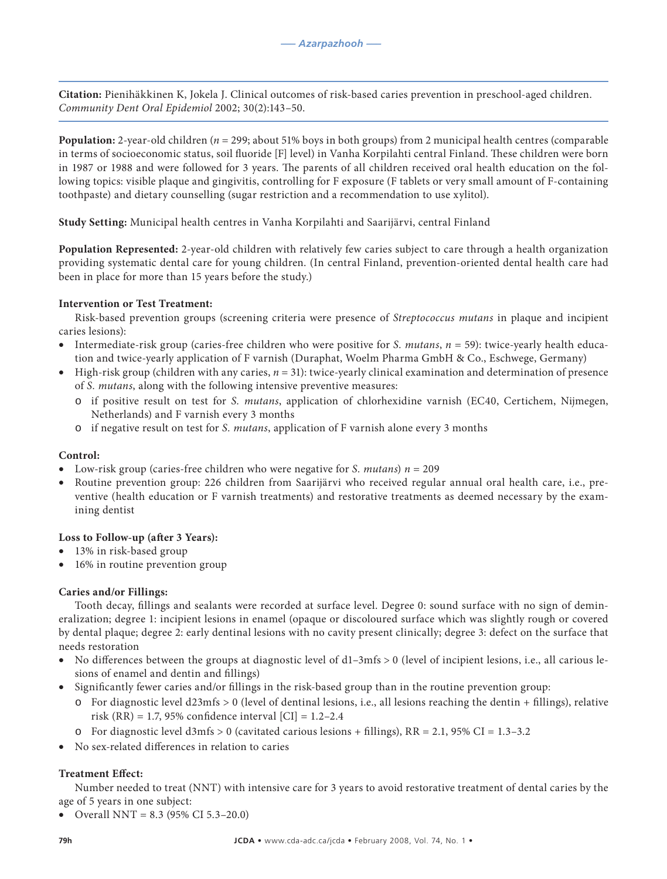**Citation:** Pienihäkkinen K, Jokela J. Clinical outcomes of risk-based caries prevention in preschool-aged children. *Community Dent Oral Epidemiol* 2002; 30(2):143–50.

**Population:** 2-year-old children (*n* = 299; about 51% boys in both groups) from 2 municipal health centres (comparable in terms of socioeconomic status, soil fluoride [F] level) in Vanha Korpilahti central Finland. These children were born in 1987 or 1988 and were followed for 3 years. The parents of all children received oral health education on the following topics: visible plaque and gingivitis, controlling for F exposure (F tablets or very small amount of F-containing toothpaste) and dietary counselling (sugar restriction and a recommendation to use xylitol).

**Study Setting:** Municipal health centres in Vanha Korpilahti and Saarijärvi, central Finland

**Population Represented:** 2-year-old children with relatively few caries subject to care through a health organization providing systematic dental care for young children. (In central Finland, prevention-oriented dental health care had been in place for more than 15 years before the study.)

**Intervention or Test Treatment:**

Risk-based prevention groups (screening criteria were presence of *Streptococcus mutans* in plaque and incipient caries lesions):

- Intermediate-risk group (caries-free children who were positive for *S. mutans*, *n* = 59): twice-yearly health education and twice-yearly application of F varnish (Duraphat, Woelm Pharma GmbH & Co., Eschwege, Germany)
- High-risk group (children with any caries, *n* = 31): twice-yearly clinical examination and determination of presence of *S. mutans*, along with the following intensive preventive measures:
    - if positive result on test for *S. mutans*, application of chlorhexidine varnish (EC40, Certichem, Nijmegen, Netherlands) and F varnish every 3 months
    - if negative result on test for *S. mutans*, application of F varnish alone every 3 months

**Control:**

- Low-risk group (caries-free children who were negative for *S. mutans*) *n* = 209
- Routine prevention group: 226 children from Saarijärvi who received regular annual oral health care, i.e., preventive (health education or F varnish treatments) and restorative treatments as deemed necessary by the examining dentist

**Loss to Follow-up (after 3 Years):**

- 13% in risk-based group
- 16% in routine prevention group

**Caries and/or Fillings:**

Tooth decay, fillings and sealants were recorded at surface level. Degree 0: sound surface with no sign of demineralization; degree 1: incipient lesions in enamel (opaque or discoloured surface which was slightly rough or covered by dental plaque; degree 2: early dentinal lesions with no cavity present clinically; degree 3: defect on the surface that needs restoration

- No differences between the groups at diagnostic level of d1–3mfs > 0 (level of incipient lesions, i.e., all carious lesions of enamel and dentin and fillings)
- Significantly fewer caries and/or fillings in the risk-based group than in the routine prevention group:
    - For diagnostic level d23mfs > 0 (level of dentinal lesions, i.e., all lesions reaching the dentin + fillings), relative risk (RR) = 1.7, 95% confidence interval [CI] = 1.2–2.4
    - For diagnostic level d3mfs > 0 (cavitated carious lesions + fillings), RR = 2.1, 95% CI = 1.3–3.2
- No sex-related differences in relation to caries

**Treatment Effect:**

Number needed to treat (NNT) with intensive care for 3 years to avoid restorative treatment of dental caries by the age of 5 years in one subject:

- Overall NNT = 8.3 (95% CI 5.3–20.0)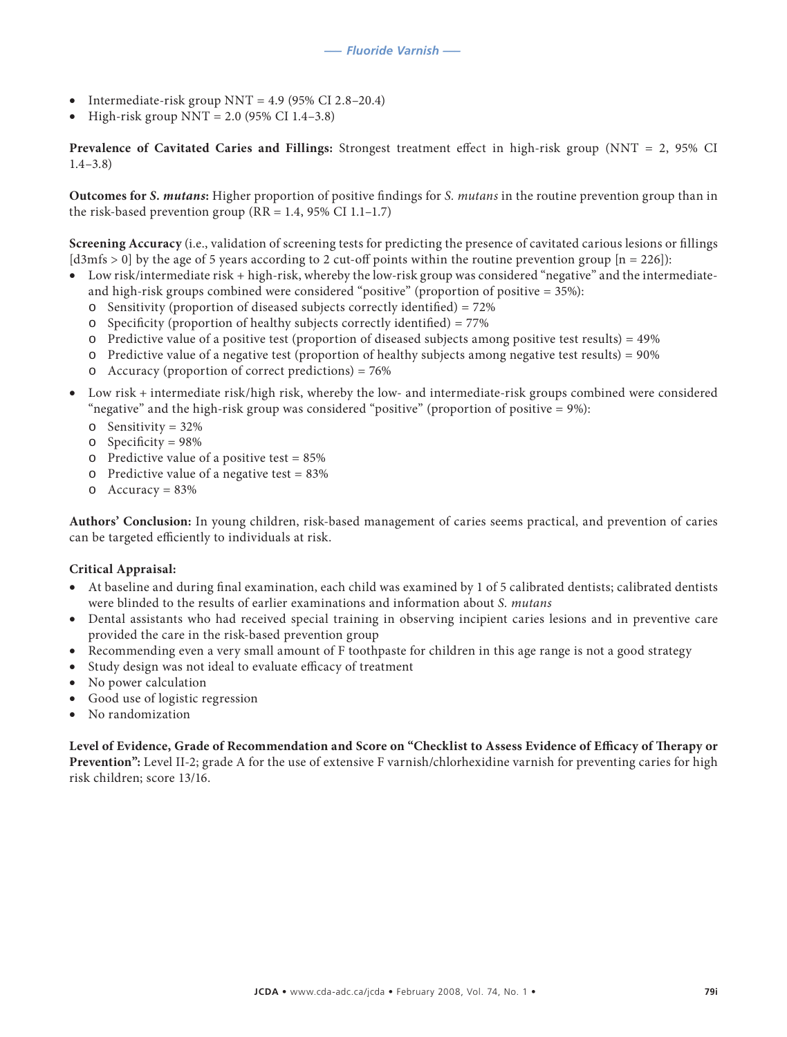- Intermediate-risk group NNT = 4.9 (95% CI 2.8–20.4)
- High-risk group NNT = 2.0 (95% CI 1.4–3.8)

**Prevalence of Cavitated Caries and Fillings:** Strongest treatment effect in high-risk group (NNT = 2, 95% CI 1.4–3.8)

**Outcomes for *S. mutans*:** Higher proportion of positive findings for *S. mutans* in the routine prevention group than in the risk-based prevention group (RR = 1.4, 95% CI 1.1–1.7)

**Screening Accuracy** (i.e., validation of screening tests for predicting the presence of cavitated carious lesions or fillings [d3mfs > 0] by the age of 5 years according to 2 cut-off points within the routine prevention group [n = 226]):

- Low risk/intermediate risk + high-risk, whereby the low-risk group was considered "negative" and the intermediate- and high-risk groups combined were considered "positive" (proportion of positive = 35%):
  - Sensitivity (proportion of diseased subjects correctly identified) = 72%
  - Specificity (proportion of healthy subjects correctly identified) = 77%
  - Predictive value of a positive test (proportion of diseased subjects among positive test results) = 49%
  - Predictive value of a negative test (proportion of healthy subjects among negative test results) = 90%
  - Accuracy (proportion of correct predictions) = 76%
- Low risk + intermediate risk/high risk, whereby the low- and intermediate-risk groups combined were considered "negative" and the high-risk group was considered "positive" (proportion of positive = 9%):
  - Sensitivity = 32%
  - Specificity = 98%
  - Predictive value of a positive test = 85%
  - Predictive value of a negative test = 83%
  - Accuracy = 83%

**Authors' Conclusion:** In young children, risk-based management of caries seems practical, and prevention of caries can be targeted efficiently to individuals at risk.

**Critical Appraisal:**

- At baseline and during final examination, each child was examined by 1 of 5 calibrated dentists; calibrated dentists were blinded to the results of earlier examinations and information about *S. mutans*
- Dental assistants who had received special training in observing incipient caries lesions and in preventive care provided the care in the risk-based prevention group
- Recommending even a very small amount of F toothpaste for children in this age range is not a good strategy
- Study design was not ideal to evaluate efficacy of treatment
- No power calculation
- Good use of logistic regression
- No randomization

**Level of Evidence, Grade of Recommendation and Score on "Checklist to Assess Evidence of Efficacy of Therapy or Prevention":** Level II-2; grade A for the use of extensive F varnish/chlorhexidine varnish for preventing caries for high risk children; score 13/16.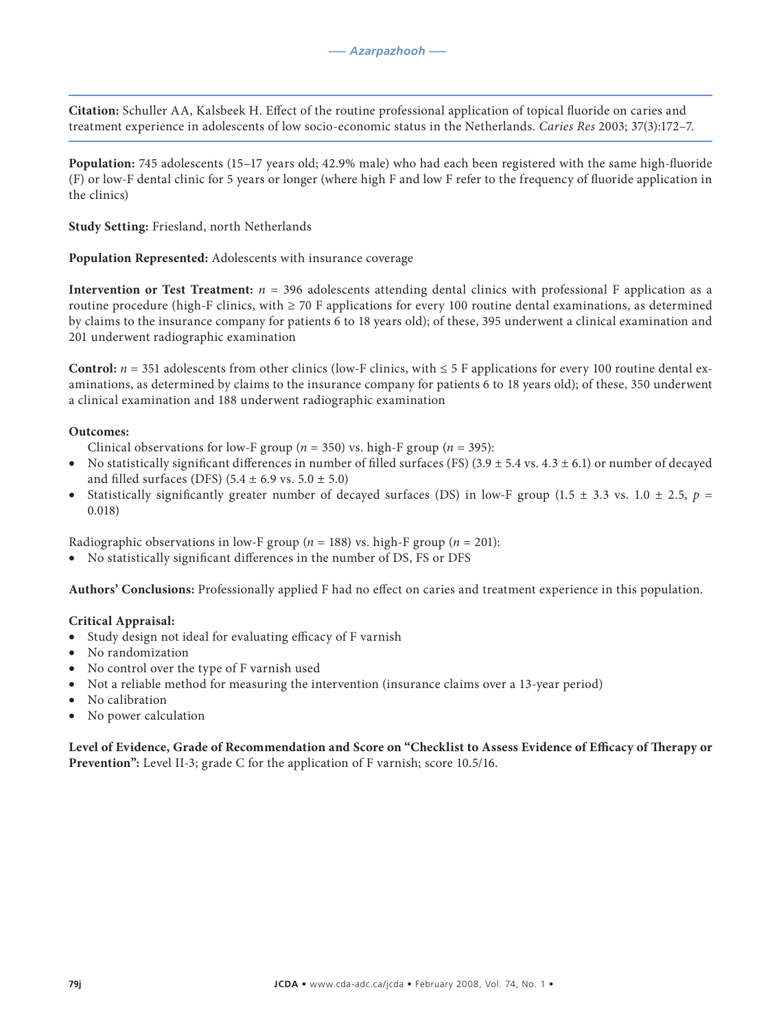**Citation:** Schuller AA, Kalsbeek H. Effect of the routine professional application of topical fluoride on caries and treatment experience in adolescents of low socio-economic status in the Netherlands. *Caries Res* 2003; 37(3):172–7.

**Population:** 745 adolescents (15–17 years old; 42.9% male) who had each been registered with the same high-fluoride (F) or low-F dental clinic for 5 years or longer (where high F and low F refer to the frequency of fluoride application in the clinics)

**Study Setting:** Friesland, north Netherlands

**Population Represented:** Adolescents with insurance coverage

**Intervention or Test Treatment:** $n$ = 396 adolescents attending dental clinics with professional F application as a routine procedure (high-F clinics, with ≥ 70 F applications for every 100 routine dental examinations, as determined by claims to the insurance company for patients 6 to 18 years old); of these, 395 underwent a clinical examination and 201 underwent radiographic examination

**Control:** $n$ = 351 adolescents from other clinics (low-F clinics, with ≤ 5 F applications for every 100 routine dental examinations, as determined by claims to the insurance company for patients 6 to 18 years old); of these, 350 underwent a clinical examination and 188 underwent radiographic examination

**Outcomes:**

Clinical observations for low-F group ($n$ = 350) vs. high-F group ($n$ = 395):

- No statistically significant differences in number of filled surfaces (FS) (3.9 ± 5.4 vs. 4.3 ± 6.1) or number of decayed and filled surfaces (DFS) (5.4 ± 6.9 vs. 5.0 ± 5.0)
- Statistically significantly greater number of decayed surfaces (DS) in low-F group (1.5 ± 3.3 vs. 1.0 ± 2.5, $p$ = 0.018)

Radiographic observations in low-F group ($n$ = 188) vs. high-F group ($n$ = 201):

- No statistically significant differences in the number of DS, FS or DFS

**Authors' Conclusions:** Professionally applied F had no effect on caries and treatment experience in this population.

**Critical Appraisal:**

- Study design not ideal for evaluating efficacy of F varnish
- No randomization
- No control over the type of F varnish used
- Not a reliable method for measuring the intervention (insurance claims over a 13-year period)
- No calibration
- No power calculation

**Level of Evidence, Grade of Recommendation and Score on "Checklist to Assess Evidence of Efficacy of Therapy or Prevention":** Level II-3; grade C for the application of F varnish; score 10.5/16.